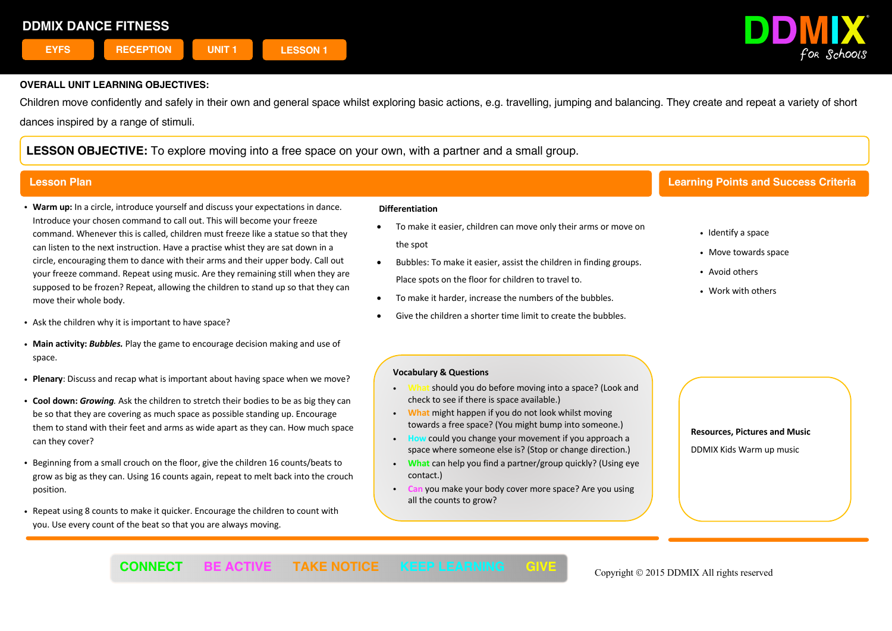# DDMIX DANCE FITNESS

EYFS | RECEPTION | UNIT 1 | LESSON 1

DDMIX for Schools

**OVERALL UNIT LEARNING OBJECTIVES:**

Children move confidently and safely in their own and general space whilst exploring basic actions, e.g. travelling, jumping and balancing. They create and repeat a variety of short dances inspired by a range of stimuli.

**LESSON OBJECTIVE:** To explore moving into a free space on your own, with a partner and a small group.

## Lesson Plan

- **Warm up:** In a circle, introduce yourself and discuss your expectations in dance. Introduce your chosen command to call out. This will become your freeze command. Whenever this is called, children must freeze like a statue so that they can listen to the next instruction. Have a practise whist they are sat down in a circle, encouraging them to dance with their arms and their upper body. Call out your freeze command. Repeat using music. Are they remaining still when they are supposed to be frozen? Repeat, allowing the children to stand up so that they can move their whole body.
- Ask the children why it is important to have space?
- **Main activity:** ***Bubbles.*** Play the game to encourage decision making and use of space.
- **Plenary**: Discuss and recap what is important about having space when we move?
- **Cool down:** ***Growing****.* Ask the children to stretch their bodies to be as big they can be so that they are covering as much space as possible standing up. Encourage them to stand with their feet and arms as wide apart as they can. How much space can they cover?
- Beginning from a small crouch on the floor, give the children 16 counts/beats to grow as big as they can. Using 16 counts again, repeat to melt back into the crouch position.
- Repeat using 8 counts to make it quicker. Encourage the children to count with you. Use every count of the beat so that you are always moving.

**Differentiation**

- To make it easier, children can move only their arms or move on the spot
- Bubbles: To make it easier, assist the children in finding groups. Place spots on the floor for children to travel to.
- To make it harder, increase the numbers of the bubbles.
- Give the children a shorter time limit to create the bubbles.

**Vocabulary & Questions**

- What should you do before moving into a space? (Look and check to see if there is space available.)
- What might happen if you do not look whilst moving towards a free space? (You might bump into someone.)
- How could you change your movement if you approach a space where someone else is? (Stop or change direction.)
- What can help you find a partner/group quickly? (Using eye contact.)
- Can you make your body cover more space? Are you using all the counts to grow?

## Learning Points and Success Criteria

- Identify a space
- Move towards space
- Avoid others
- Work with others

**Resources, Pictures and Music**

DDMIX Kids Warm up music

CONNECT | BE ACTIVE | TAKE NOTICE | KEEP LEARNING | GIVE

Copyright © 2015 DDMIX All rights reserved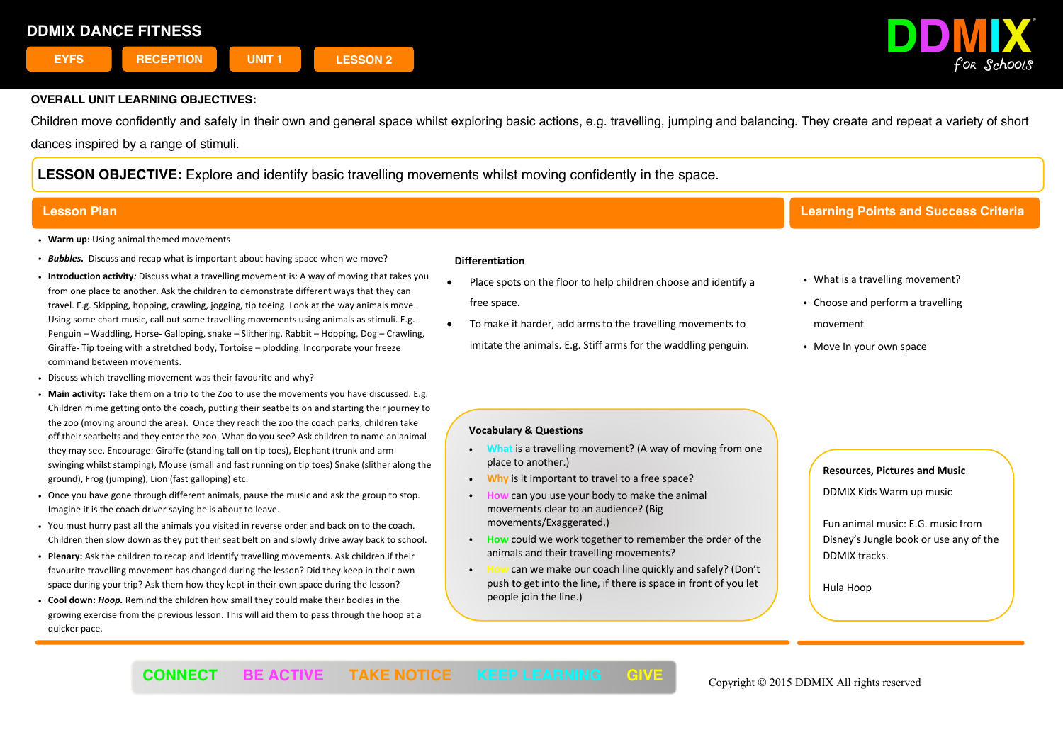# DDMIX DANCE FITNESS

EYFS | RECEPTION | UNIT 1 | LESSON 2

**OVERALL UNIT LEARNING OBJECTIVES:**

Children move confidently and safely in their own and general space whilst exploring basic actions, e.g. travelling, jumping and balancing. They create and repeat a variety of short dances inspired by a range of stimuli.

**LESSON OBJECTIVE:** Explore and identify basic travelling movements whilst moving confidently in the space.

## Lesson Plan

- **Warm up:** Using animal themed movements
- ***Bubbles.*** Discuss and recap what is important about having space when we move?
- **Introduction activity*:*** Discuss what a travelling movement is: A way of moving that takes you from one place to another. Ask the children to demonstrate different ways that they can travel. E.g. Skipping, hopping, crawling, jogging, tip toeing. Look at the way animals move. Using some chart music, call out some travelling movements using animals as stimuli. E.g. Penguin – Waddling, Horse- Galloping, snake – Slithering, Rabbit – Hopping, Dog – Crawling, Giraffe- Tip toeing with a stretched body, Tortoise – plodding. Incorporate your freeze command between movements.
- Discuss which travelling movement was their favourite and why?
- **Main activity:** Take them on a trip to the Zoo to use the movements you have discussed. E.g. Children mime getting onto the coach, putting their seatbelts on and starting their journey to the zoo (moving around the area). Once they reach the zoo the coach parks, children take off their seatbelts and they enter the zoo. What do you see? Ask children to name an animal they may see. Encourage: Giraffe (standing tall on tip toes), Elephant (trunk and arm swinging whilst stamping), Mouse (small and fast running on tip toes) Snake (slither along the ground), Frog (jumping), Lion (fast galloping) etc.
- Once you have gone through different animals, pause the music and ask the group to stop. Imagine it is the coach driver saying he is about to leave.
- You must hurry past all the animals you visited in reverse order and back on to the coach. Children then slow down as they put their seat belt on and slowly drive away back to school.
- **Plenary:** Ask the children to recap and identify travelling movements. Ask children if their favourite travelling movement has changed during the lesson? Did they keep in their own space during their trip? Ask them how they kept in their own space during the lesson?
- **Cool down:** ***Hoop.*** Remind the children how small they could make their bodies in the growing exercise from the previous lesson. This will aid them to pass through the hoop at a quicker pace.

### Differentiation

- Place spots on the floor to help children choose and identify a free space.
- To make it harder, add arms to the travelling movements to imitate the animals. E.g. Stiff arms for the waddling penguin.

### Vocabulary & Questions

- What is a travelling movement? (A way of moving from one place to another.)
- Why is it important to travel to a free space?
- How can you use your body to make the animal movements clear to an audience? (Big movements/Exaggerated.)
- How could we work together to remember the order of the animals and their travelling movements?
- How can we make our coach line quickly and safely? (Don't push to get into the line, if there is space in front of you let people join the line.)

## Learning Points and Success Criteria

- What is a travelling movement?
- Choose and perform a travelling movement
- Move In your own space

### Resources, Pictures and Music

DDMIX Kids Warm up music

Fun animal music: E.G. music from Disney's Jungle book or use any of the DDMIX tracks.

Hula Hoop

CONNECT BE ACTIVE TAKE NOTICE KEEP LEARNING GIVE

Copyright © 2015 DDMIX All rights reserved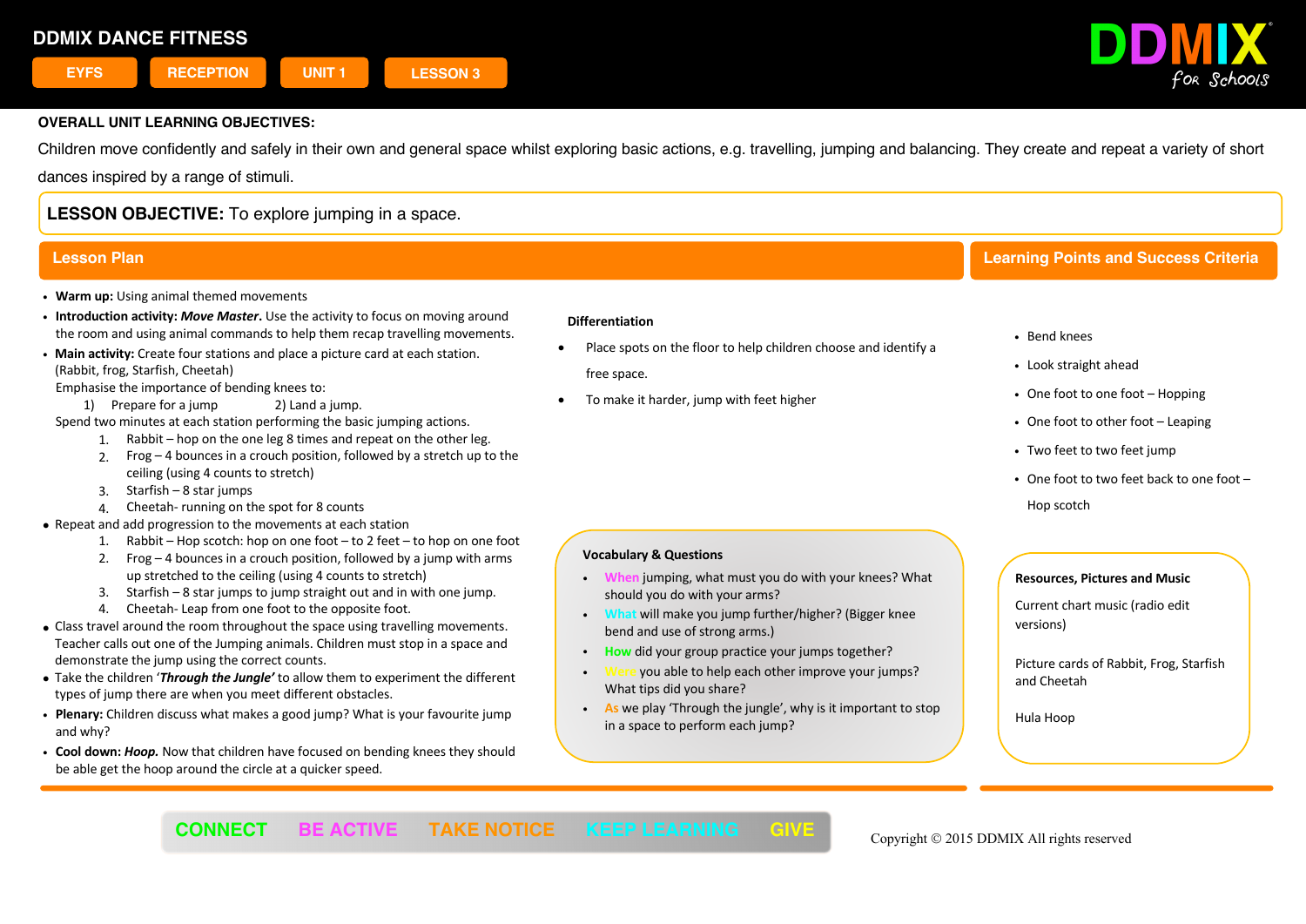# DDMIX DANCE FITNESS

EYFS | RECEPTION | UNIT 1 | LESSON 3

**OVERALL UNIT LEARNING OBJECTIVES:**

Children move confidently and safely in their own and general space whilst exploring basic actions, e.g. travelling, jumping and balancing. They create and repeat a variety of short dances inspired by a range of stimuli.

**LESSON OBJECTIVE:** To explore jumping in a space.

## Lesson Plan

- **Warm up:** Using animal themed movements
- **Introduction activity:** ***Move Master.*** Use the activity to focus on moving around the room and using animal commands to help them recap travelling movements.
- **Main activity:** Create four stations and place a picture card at each station. (Rabbit, frog, Starfish, Cheetah)
  Emphasise the importance of bending knees to:
  1) Prepare for a jump 2) Land a jump.
  Spend two minutes at each station performing the basic jumping actions.
  1. Rabbit – hop on the one leg 8 times and repeat on the other leg.
  2. Frog – 4 bounces in a crouch position, followed by a stretch up to the ceiling (using 4 counts to stretch)
  3. Starfish – 8 star jumps
  4. Cheetah- running on the spot for 8 counts
- Repeat and add progression to the movements at each station
  1. Rabbit – Hop scotch: hop on one foot – to 2 feet – to hop on one foot
  2. Frog – 4 bounces in a crouch position, followed by a jump with arms up stretched to the ceiling (using 4 counts to stretch)
  3. Starfish – 8 star jumps to jump straight out and in with one jump.
  4. Cheetah- Leap from one foot to the opposite foot.
- Class travel around the room throughout the space using travelling movements. Teacher calls out one of the Jumping animals. Children must stop in a space and demonstrate the jump using the correct counts.
- Take the children '***Through the Jungle'*** to allow them to experiment the different types of jump there are when you meet different obstacles.
- **Plenary:** Children discuss what makes a good jump? What is your favourite jump and why?
- **Cool down:** ***Hoop.*** Now that children have focused on bending knees they should be able get the hoop around the circle at a quicker speed.

### Differentiation

- Place spots on the floor to help children choose and identify a free space.
- To make it harder, jump with feet higher

### Vocabulary & Questions

- When jumping, what must you do with your knees? What should you do with your arms?
- What will make you jump further/higher? (Bigger knee bend and use of strong arms.)
- How did your group practice your jumps together?
- Were you able to help each other improve your jumps? What tips did you share?
- As we play 'Through the jungle', why is it important to stop in a space to perform each jump?

## Learning Points and Success Criteria

- Bend knees
- Look straight ahead
- One foot to one foot – Hopping
- One foot to other foot – Leaping
- Two feet to two feet jump
- One foot to two feet back to one foot – Hop scotch

### Resources, Pictures and Music

Current chart music (radio edit versions)

Picture cards of Rabbit, Frog, Starfish and Cheetah

Hula Hoop

CONNECT BE ACTIVE TAKE NOTICE KEEP LEARNING GIVE

Copyright © 2015 DDMIX All rights reserved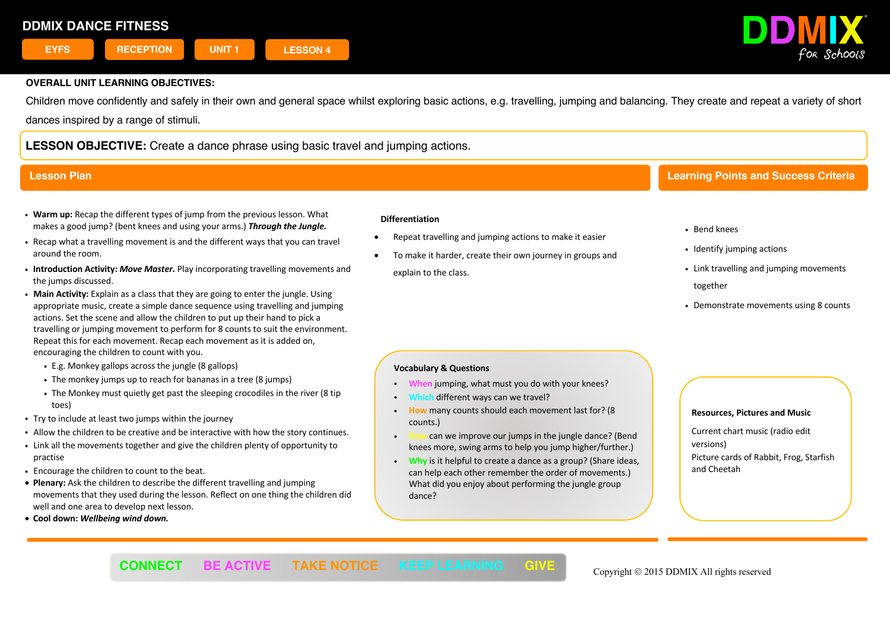# DDMIX DANCE FITNESS

EYFS | RECEPTION | UNIT 1 | LESSON 4

DDMIX for Schools

**OVERALL UNIT LEARNING OBJECTIVES:**

Children move confidently and safely in their own and general space whilst exploring basic actions, e.g. travelling, jumping and balancing. They create and repeat a variety of short dances inspired by a range of stimuli.

**LESSON OBJECTIVE:** Create a dance phrase using basic travel and jumping actions.

## Lesson Plan

- **Warm up:** Recap the different types of jump from the previous lesson. What makes a good jump? (bent knees and using your arms.) ***Through the Jungle.***
- Recap what a travelling movement is and the different ways that you can travel around the room.
- **Introduction Activity:** ***Move Master.*** Play incorporating travelling movements and the jumps discussed.
- **Main Activity:** Explain as a class that they are going to enter the jungle. Using appropriate music, create a simple dance sequence using travelling and jumping actions. Set the scene and allow the children to put up their hand to pick a travelling or jumping movement to perform for 8 counts to suit the environment. Repeat this for each movement. Recap each movement as it is added on, encouraging the children to count with you.
  - E.g. Monkey gallops across the jungle (8 gallops)
  - The monkey jumps up to reach for bananas in a tree (8 jumps)
  - The Monkey must quietly get past the sleeping crocodiles in the river (8 tip toes)
- Try to include at least two jumps within the journey
- Allow the children to be creative and be interactive with how the story continues.
- Link all the movements together and give the children plenty of opportunity to practise
- Encourage the children to count to the beat.
- **Plenary:** Ask the children to describe the different travelling and jumping movements that they used during the lesson. Reflect on one thing the children did well and one area to develop next lesson.
- **Cool down:** ***Wellbeing wind down.***

**Differentiation**

- Repeat travelling and jumping actions to make it easier
- To make it harder, create their own journey in groups and explain to the class.

**Vocabulary & Questions**

- When jumping, what must you do with your knees?
- Which different ways can we travel?
- How many counts should each movement last for? (8 counts.)
- How can we improve our jumps in the jungle dance? (Bend knees more, swing arms to help you jump higher/further.)
- Why is it helpful to create a dance as a group? (Share ideas, can help each other remember the order of movements.) What did you enjoy about performing the jungle group dance?

## Learning Points and Success Criteria

- Bend knees
- Identify jumping actions
- Link travelling and jumping movements together
- Demonstrate movements using 8 counts

**Resources, Pictures and Music**

Current chart music (radio edit versions)

Picture cards of Rabbit, Frog, Starfish and Cheetah

CONNECT BE ACTIVE TAKE NOTICE KEEP LEARNING GIVE

Copyright © 2015 DDMIX All rights reserved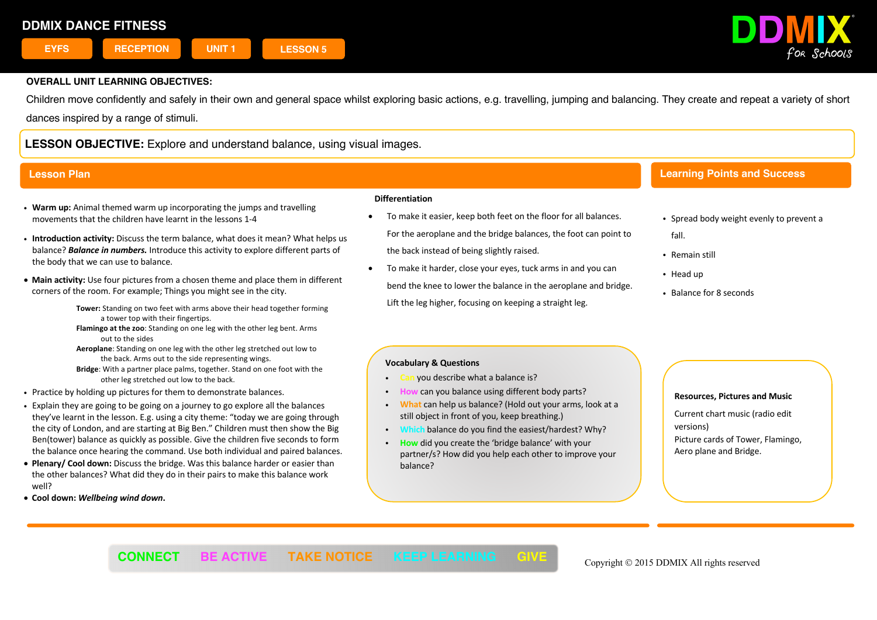# DDMIX DANCE FITNESS

EYFS | RECEPTION | UNIT 1 | LESSON 5

DDMIX for Schools

**OVERALL UNIT LEARNING OBJECTIVES:**

Children move confidently and safely in their own and general space whilst exploring basic actions, e.g. travelling, jumping and balancing. They create and repeat a variety of short dances inspired by a range of stimuli.

**LESSON OBJECTIVE:** Explore and understand balance, using visual images.

## Lesson Plan

- **Warm up:** Animal themed warm up incorporating the jumps and travelling movements that the children have learnt in the lessons 1-4
- **Introduction activity:** Discuss the term balance, what does it mean? What helps us balance? ***Balance in numbers.*** Introduce this activity to explore different parts of the body that we can use to balance.
- **Main activity:** Use four pictures from a chosen theme and place them in different corners of the room. For example; Things you might see in the city.

  **Tower:** Standing on two feet with arms above their head together forming a tower top with their fingertips.
  **Flamingo at the zoo**: Standing on one leg with the other leg bent. Arms out to the sides
  **Aeroplane**: Standing on one leg with the other leg stretched out low to the back. Arms out to the side representing wings.
  **Bridge**: With a partner place palms, together. Stand on one foot with the other leg stretched out low to the back.
- Practice by holding up pictures for them to demonstrate balances.
- Explain they are going to be going on a journey to go explore all the balances they've learnt in the lesson. E.g. using a city theme: "today we are going through the city of London, and are starting at Big Ben." Children must then show the Big Ben(tower) balance as quickly as possible. Give the children five seconds to form the balance once hearing the command. Use both individual and paired balances.
- **Plenary/ Cool down:** Discuss the bridge. Was this balance harder or easier than the other balances? What did they do in their pairs to make this balance work well?
- **Cool down:** ***Wellbeing wind down.***

### Differentiation

- To make it easier, keep both feet on the floor for all balances. For the aeroplane and the bridge balances, the foot can point to the back instead of being slightly raised.
- To make it harder, close your eyes, tuck arms in and you can bend the knee to lower the balance in the aeroplane and bridge. Lift the leg higher, focusing on keeping a straight leg.

### Vocabulary & Questions

- Can you describe what a balance is?
- How can you balance using different body parts?
- What can help us balance? (Hold out your arms, look at a still object in front of you, keep breathing.)
- Which balance do you find the easiest/hardest? Why?
- How did you create the 'bridge balance' with your partner/s? How did you help each other to improve your balance?

## Learning Points and Success

- Spread body weight evenly to prevent a fall.
- Remain still
- Head up
- Balance for 8 seconds

### Resources, Pictures and Music

Current chart music (radio edit versions)

Picture cards of Tower, Flamingo, Aero plane and Bridge.

CONNECT | BE ACTIVE | TAKE NOTICE | KEEP LEARNING | GIVE

Copyright © 2015 DDMIX All rights reserved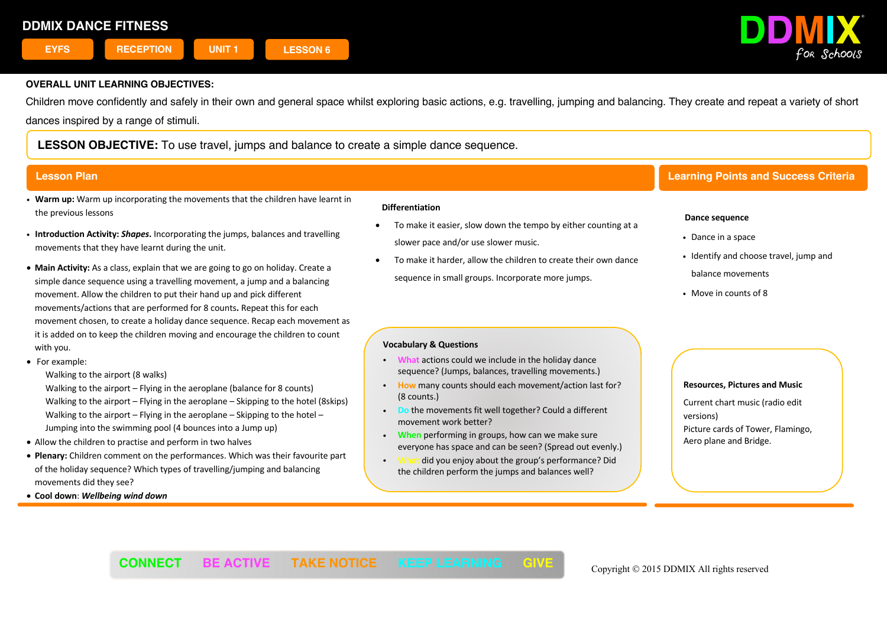# DDMIX DANCE FITNESS

EYFS | RECEPTION | UNIT 1 | LESSON 6

**OVERALL UNIT LEARNING OBJECTIVES:**

Children move confidently and safely in their own and general space whilst exploring basic actions, e.g. travelling, jumping and balancing. They create and repeat a variety of short dances inspired by a range of stimuli.

**LESSON OBJECTIVE:** To use travel, jumps and balance to create a simple dance sequence.

## Lesson Plan

- **Warm up:** Warm up incorporating the movements that the children have learnt in the previous lessons
- **Introduction Activity:** ***Shapes.*** Incorporating the jumps, balances and travelling movements that they have learnt during the unit.
- **Main Activity:** As a class, explain that we are going to go on holiday. Create a simple dance sequence using a travelling movement, a jump and a balancing movement. Allow the children to put their hand up and pick different movements/actions that are performed for 8 counts**.** Repeat this for each movement chosen, to create a holiday dance sequence. Recap each movement as it is added on to keep the children moving and encourage the children to count with you.
- For example:
  - Walking to the airport (8 walks)
  - Walking to the airport – Flying in the aeroplane (balance for 8 counts)
  - Walking to the airport – Flying in the aeroplane – Skipping to the hotel (8skips)
  - Walking to the airport – Flying in the aeroplane – Skipping to the hotel – Jumping into the swimming pool (4 bounces into a Jump up)
- Allow the children to practise and perform in two halves
- **Plenary:** Children comment on the performances. Which was their favourite part of the holiday sequence? Which types of travelling/jumping and balancing movements did they see?
- **Cool down**: ***Wellbeing wind down***

**Differentiation**

- To make it easier, slow down the tempo by either counting at a slower pace and/or use slower music.
- To make it harder, allow the children to create their own dance sequence in small groups. Incorporate more jumps.

**Vocabulary & Questions**

- What actions could we include in the holiday dance sequence? (Jumps, balances, travelling movements.)
- How many counts should each movement/action last for? (8 counts.)
- Do the movements fit well together? Could a different movement work better?
- When performing in groups, how can we make sure everyone has space and can be seen? (Spread out evenly.)
- What did you enjoy about the group's performance? Did the children perform the jumps and balances well?

## Learning Points and Success Criteria

**Dance sequence**

- Dance in a space
- Identify and choose travel, jump and balance movements
- Move in counts of 8

**Resources, Pictures and Music**

Current chart music (radio edit versions)

Picture cards of Tower, Flamingo, Aero plane and Bridge.

CONNECT | BE ACTIVE | TAKE NOTICE | KEEP LEARNING | GIVE

Copyright © 2015 DDMIX All rights reserved